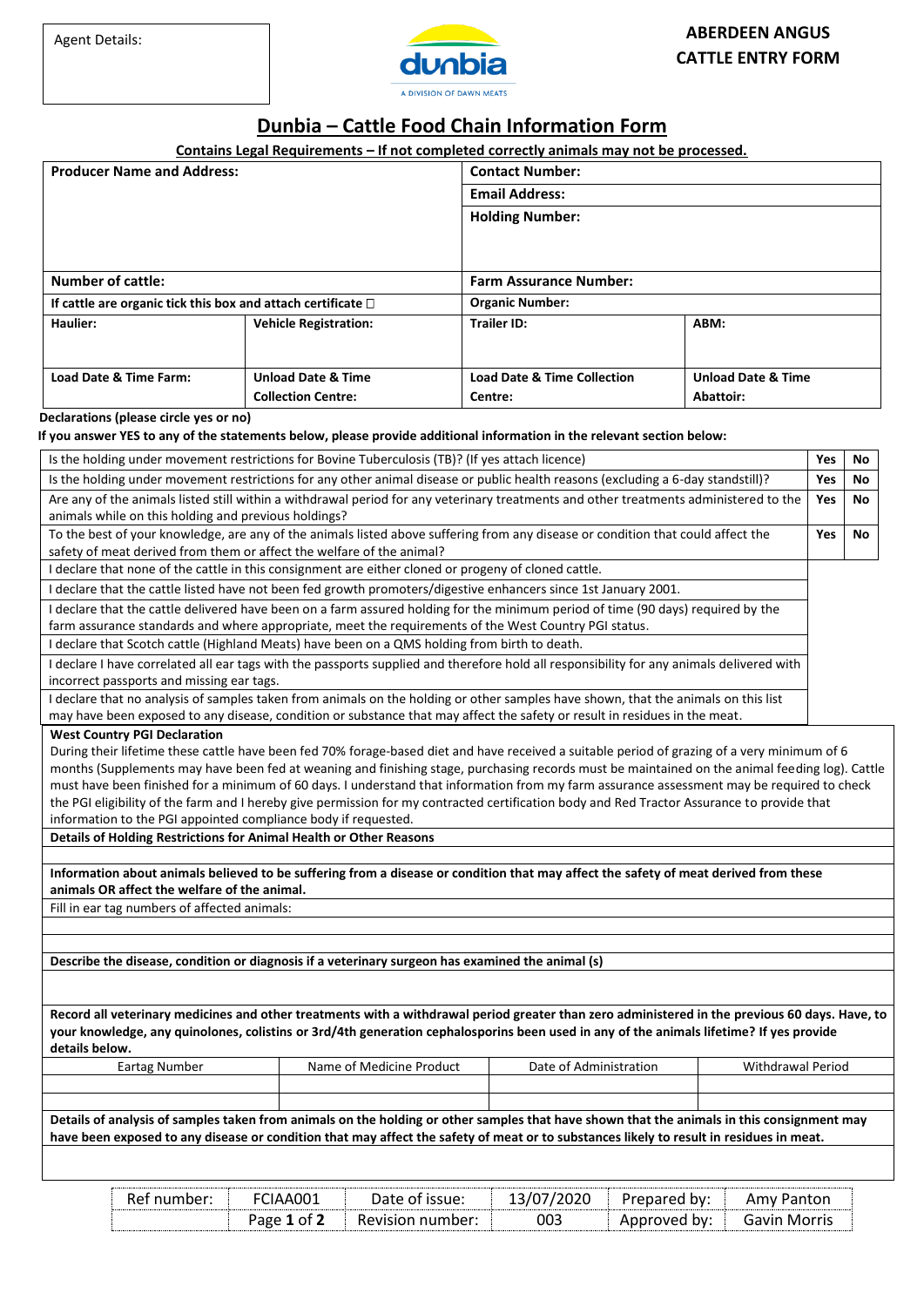Agent Details:

**ABERDEEN ANGUS CATTLE ENTRY FORM**

# Dunbia – Cattle Food Chain Information Form

**Contains Legal Requirements – If not completed correctly animals may not be processed.**

| **Producer Name and Address:** | | **Contact Number:** | |
|---|---|---|---|
| | | **Email Address:** | |
| | | **Holding Number:** | |
| **Number of cattle:** | | **Farm Assurance Number:** | |
| **If cattle are organic tick this box and attach certificate** ☐ | | **Organic Number:** | |
| **Haulier:** | **Vehicle Registration:** | **Trailer ID:** | **ABM:** |
| **Load Date & Time Farm:** | **Unload Date & Time Collection Centre:** | **Load Date & Time Collection Centre:** | **Unload Date & Time Abattoir:** |

**Declarations (please circle yes or no)**

**If you answer YES to any of the statements below, please provide additional information in the relevant section below:**

| Declaration | | |
|---|---|---|
| Is the holding under movement restrictions for Bovine Tuberculosis (TB)? (If yes attach licence) | **Yes** | **No** |
| Is the holding under movement restrictions for any other animal disease or public health reasons (excluding a 6-day standstill)? | **Yes** | **No** |
| Are any of the animals listed still within a withdrawal period for any veterinary treatments and other treatments administered to the animals while on this holding and previous holdings? | **Yes** | **No** |
| To the best of your knowledge, are any of the animals listed above suffering from any disease or condition that could affect the safety of meat derived from them or affect the welfare of the animal? | **Yes** | **No** |
| I declare that none of the cattle in this consignment are either cloned or progeny of cloned cattle. | | |
| I declare that the cattle listed have not been fed growth promoters/digestive enhancers since 1st January 2001. | | |
| I declare that the cattle delivered have been on a farm assured holding for the minimum period of time (90 days) required by the farm assurance standards and where appropriate, meet the requirements of the West Country PGI status. | | |
| I declare that Scotch cattle (Highland Meats) have been on a QMS holding from birth to death. | | |
| I declare I have correlated all ear tags with the passports supplied and therefore hold all responsibility for any animals delivered with incorrect passports and missing ear tags. | | |
| I declare that no analysis of samples taken from animals on the holding or other samples have shown, that the animals on this list may have been exposed to any disease, condition or substance that may affect the safety or result in residues in the meat. | | |

**West Country PGI Declaration**

During their lifetime these cattle have been fed 70% forage-based diet and have received a suitable period of grazing of a very minimum of 6 months (Supplements may have been fed at weaning and finishing stage, purchasing records must be maintained on the animal feeding log). Cattle must have been finished for a minimum of 60 days. I understand that information from my farm assurance assessment may be required to check the PGI eligibility of the farm and I hereby give permission for my contracted certification body and Red Tractor Assurance to provide that information to the PGI appointed compliance body if requested.

**Details of Holding Restrictions for Animal Health or Other Reasons**

**Information about animals believed to be suffering from a disease or condition that may affect the safety of meat derived from these animals OR affect the welfare of the animal.**

Fill in ear tag numbers of affected animals:

**Describe the disease, condition or diagnosis if a veterinary surgeon has examined the animal (s)**

**Record all veterinary medicines and other treatments with a withdrawal period greater than zero administered in the previous 60 days. Have, to your knowledge, any quinolones, colistins or 3rd/4th generation cephalosporins been used in any of the animals lifetime? If yes provide details below.**

| Eartag Number | Name of Medicine Product | Date of Administration | Withdrawal Period |
|---|---|---|---|
| | | | |
| | | | |

**Details of analysis of samples taken from animals on the holding or other samples that have shown that the animals in this consignment may have been exposed to any disease or condition that may affect the safety of meat or to substances likely to result in residues in meat.**

| Ref number: | FCIAA001 | Date of issue: | 13/07/2020 | Prepared by: | Amy Panton |
|---|---|---|---|---|---|
| | Page **1** of **2** | Revision number: | 003 | Approved by: | Gavin Morris |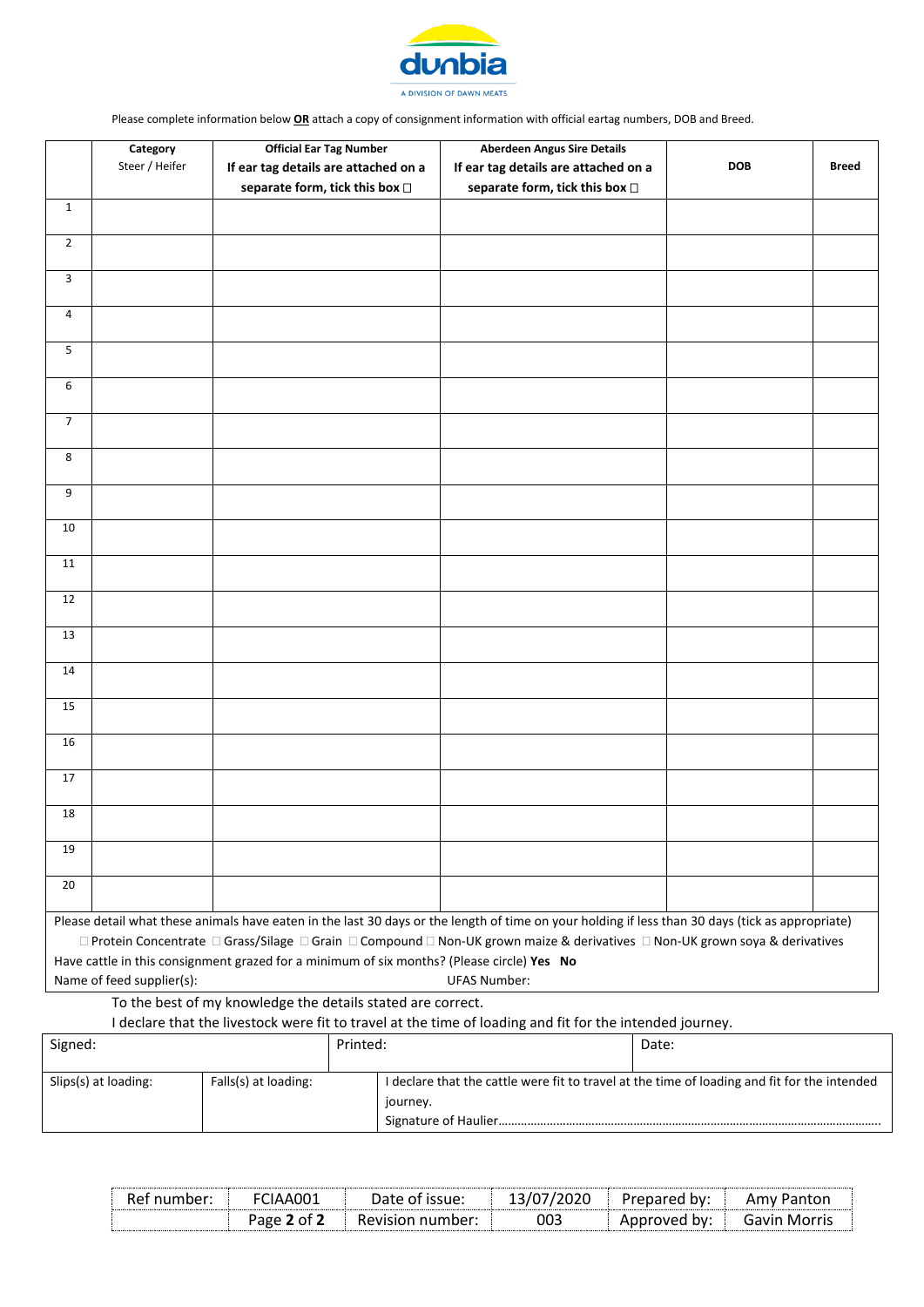dunbia

A DIVISION OF DAWN MEATS

Please complete information below **OR** attach a copy of consignment information with official eartag numbers, DOB and Breed.

| | **Category** Steer / Heifer | **Official Ear Tag Number** **If ear tag details are attached on a separate form, tick this box ☐** | **Aberdeen Angus Sire Details** **If ear tag details are attached on a separate form, tick this box ☐** | **DOB** | **Breed** |
|---|---|---|---|---|---|
| 1 | | | | | |
| 2 | | | | | |
| 3 | | | | | |
| 4 | | | | | |
| 5 | | | | | |
| 6 | | | | | |
| 7 | | | | | |
| 8 | | | | | |
| 9 | | | | | |
| 10 | | | | | |
| 11 | | | | | |
| 12 | | | | | |
| 13 | | | | | |
| 14 | | | | | |
| 15 | | | | | |
| 16 | | | | | |
| 17 | | | | | |
| 18 | | | | | |
| 19 | | | | | |
| 20 | | | | | |

Please detail what these animals have eaten in the last 30 days or the length of time on your holding if less than 30 days (tick as appropriate)

☐ Protein Concentrate ☐ Grass/Silage ☐ Grain ☐ Compound ☐ Non-UK grown maize & derivatives ☐ Non-UK grown soya & derivatives

Have cattle in this consignment grazed for a minimum of six months? (Please circle) **Yes No**

Name of feed supplier(s): UFAS Number:

To the best of my knowledge the details stated are correct.

I declare that the livestock were fit to travel at the time of loading and fit for the intended journey.

| | | | |
|---|---|---|---|
| Signed: | | Printed: | Date: |
| Slips(s) at loading: | Falls(s) at loading: | I declare that the cattle were fit to travel at the time of loading and fit for the intended journey. Signature of Haulier…………………………………………………………………………………………………… | |

| | | | | | |
|---|---|---|---|---|---|
| Ref number: | FCIAA001 | Date of issue: | 13/07/2020 | Prepared by: | Amy Panton |
| | Page **2** of **2** | Revision number: | 003 | Approved by: | Gavin Morris |